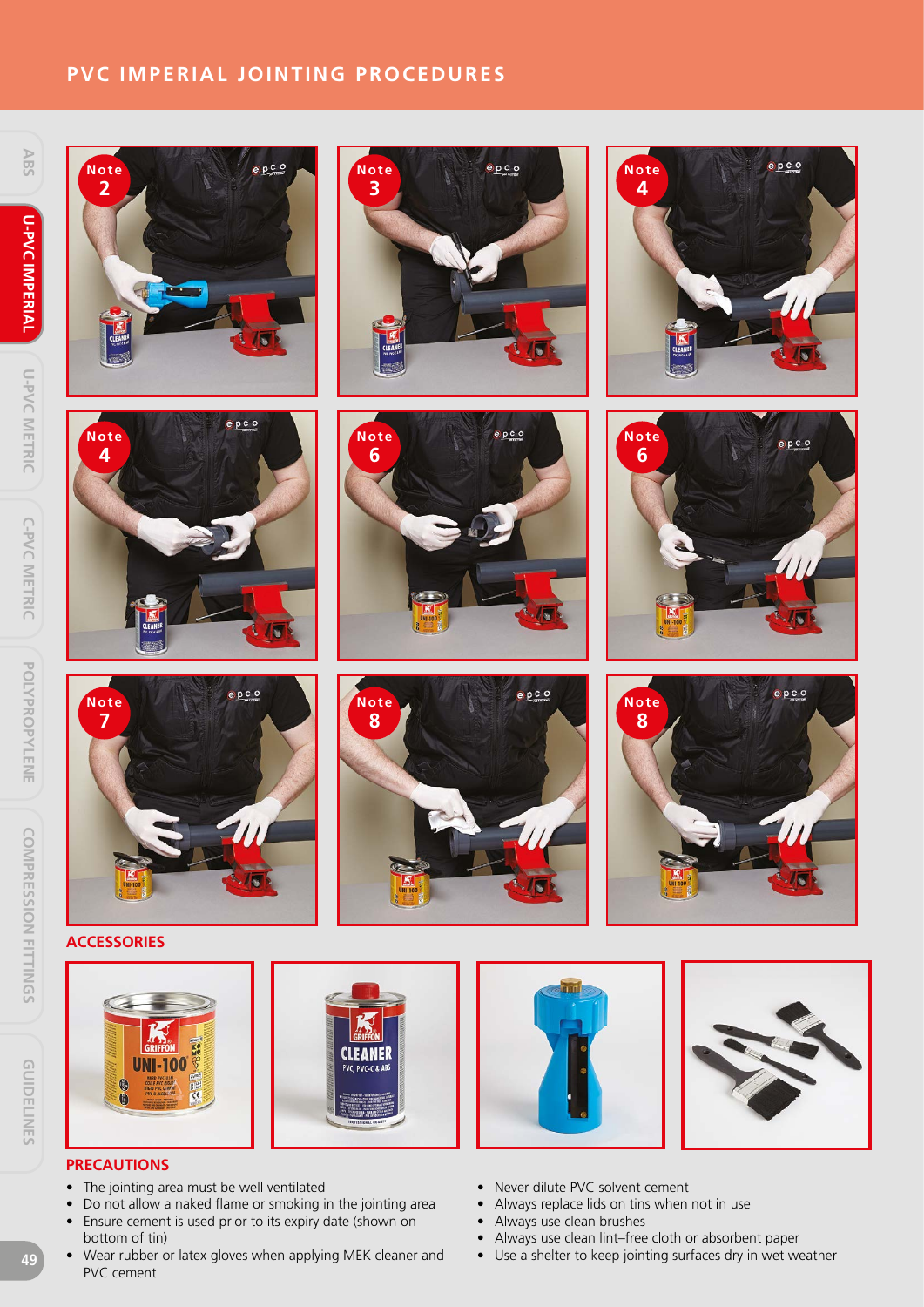# PVC IMPERIAL JOINTING PROCEDURES

Note 2

Note 3

Note 4

Note 4

Note 6

Note 6

Note 7

Note 8

Note 8

## ACCESSORIES

## PRECAUTIONS

- The jointing area must be well ventilated
- Do not allow a naked flame or smoking in the jointing area
- Ensure cement is used prior to its expiry date (shown on bottom of tin)
- Wear rubber or latex gloves when applying MEK cleaner and PVC cement
- Never dilute PVC solvent cement
- Always replace lids on tins when not in use
- Always use clean brushes
- Always use clean lint–free cloth or absorbent paper
- Use a shelter to keep jointing surfaces dry in wet weather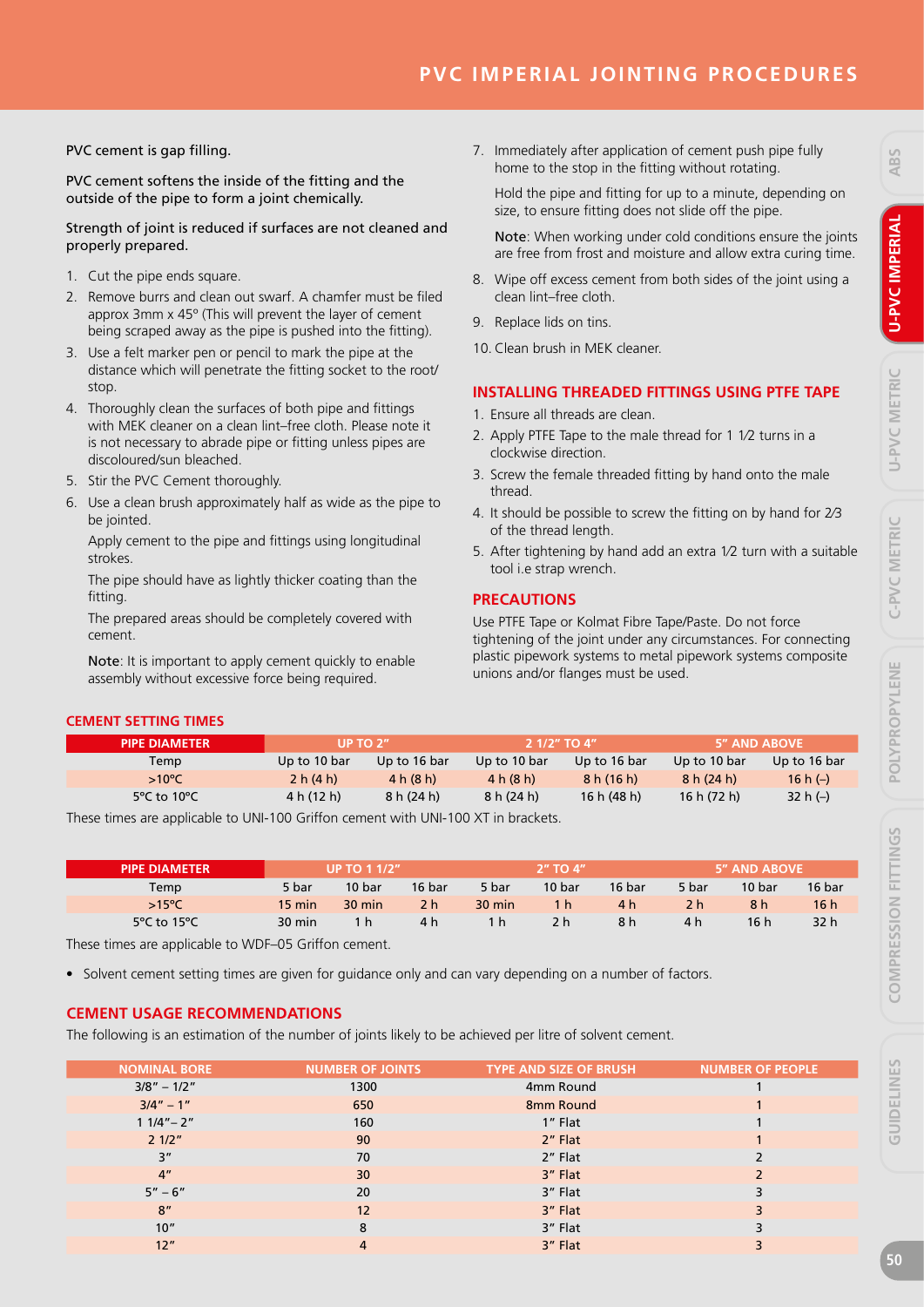# PVC IMPERIAL JOINTING PROCEDURES

PVC cement is gap filling.

PVC cement softens the inside of the fitting and the outside of the pipe to form a joint chemically.

Strength of joint is reduced if surfaces are not cleaned and properly prepared.

1. Cut the pipe ends square.
2. Remove burrs and clean out swarf. A chamfer must be filed approx 3mm x 45º (This will prevent the layer of cement being scraped away as the pipe is pushed into the fitting).
3. Use a felt marker pen or pencil to mark the pipe at the distance which will penetrate the fitting socket to the root/stop.
4. Thoroughly clean the surfaces of both pipe and fittings with MEK cleaner on a clean lint–free cloth. Please note it is not necessary to abrade pipe or fitting unless pipes are discoloured/sun bleached.
5. Stir the PVC Cement thoroughly.
6. Use a clean brush approximately half as wide as the pipe to be jointed.

   Apply cement to the pipe and fittings using longitudinal strokes.

   The pipe should have as lightly thicker coating than the fitting.

   The prepared areas should be completely covered with cement.

   **Note**: It is important to apply cement quickly to enable assembly without excessive force being required.
7. Immediately after application of cement push pipe fully home to the stop in the fitting without rotating.

   Hold the pipe and fitting for up to a minute, depending on size, to ensure fitting does not slide off the pipe.

   **Note**: When working under cold conditions ensure the joints are free from frost and moisture and allow extra curing time.
8. Wipe off excess cement from both sides of the joint using a clean lint–free cloth.
9. Replace lids on tins.
10. Clean brush in MEK cleaner.

## INSTALLING THREADED FITTINGS USING PTFE TAPE

1. Ensure all threads are clean.
2. Apply PTFE Tape to the male thread for 1 1⁄2 turns in a clockwise direction.
3. Screw the female threaded fitting by hand onto the male thread.
4. It should be possible to screw the fitting on by hand for 2⁄3 of the thread length.
5. After tightening by hand add an extra 1⁄2 turn with a suitable tool i.e strap wrench.

## PRECAUTIONS

Use PTFE Tape or Kolmat Fibre Tape/Paste. Do not force tightening of the joint under any circumstances. For connecting plastic pipework systems to metal pipework systems composite unions and/or flanges must be used.

## CEMENT SETTING TIMES

| PIPE DIAMETER | UP TO 2" | | 2 1/2" TO 4" | | 5" AND ABOVE | |
|---|---|---|---|---|---|---|
| Temp | Up to 10 bar | Up to 16 bar | Up to 10 bar | Up to 16 bar | Up to 10 bar | Up to 16 bar |
| >10ºC | 2 h (4 h) | 4 h (8 h) | 4 h (8 h) | 8 h (16 h) | 8 h (24 h) | 16 h (–) |
| 5ºC to 10ºC | 4 h (12 h) | 8 h (24 h) | 8 h (24 h) | 16 h (48 h) | 16 h (72 h) | 32 h (–) |

These times are applicable to UNI-100 Griffon cement with UNI-100 XT in brackets.

| PIPE DIAMETER | UP TO 1 1/2" | | | 2" TO 4" | | | 5" AND ABOVE | | |
|---|---|---|---|---|---|---|---|---|---|
| Temp | 5 bar | 10 bar | 16 bar | 5 bar | 10 bar | 16 bar | 5 bar | 10 bar | 16 bar |
| >15ºC | 15 min | 30 min | 2 h | 30 min | 1 h | 4 h | 2 h | 8 h | 16 h |
| 5ºC to 15ºC | 30 min | 1 h | 4 h | 1 h | 2 h | 8 h | 4 h | 16 h | 32 h |

These times are applicable to WDF–05 Griffon cement.

- Solvent cement setting times are given for guidance only and can vary depending on a number of factors.

## CEMENT USAGE RECOMMENDATIONS

The following is an estimation of the number of joints likely to be achieved per litre of solvent cement.

| NOMINAL BORE | NUMBER OF JOINTS | TYPE AND SIZE OF BRUSH | NUMBER OF PEOPLE |
|---|---|---|---|
| 3/8" – 1/2" | 1300 | 4mm Round | 1 |
| 3/4" – 1" | 650 | 8mm Round | 1 |
| 1 1/4"– 2" | 160 | 1" Flat | 1 |
| 2 1/2" | 90 | 2" Flat | 1 |
| 3" | 70 | 2" Flat | 2 |
| 4" | 30 | 3" Flat | 2 |
| 5" – 6" | 20 | 3" Flat | 3 |
| 8" | 12 | 3" Flat | 3 |
| 10" | 8 | 3" Flat | 3 |
| 12" | 4 | 3" Flat | 3 |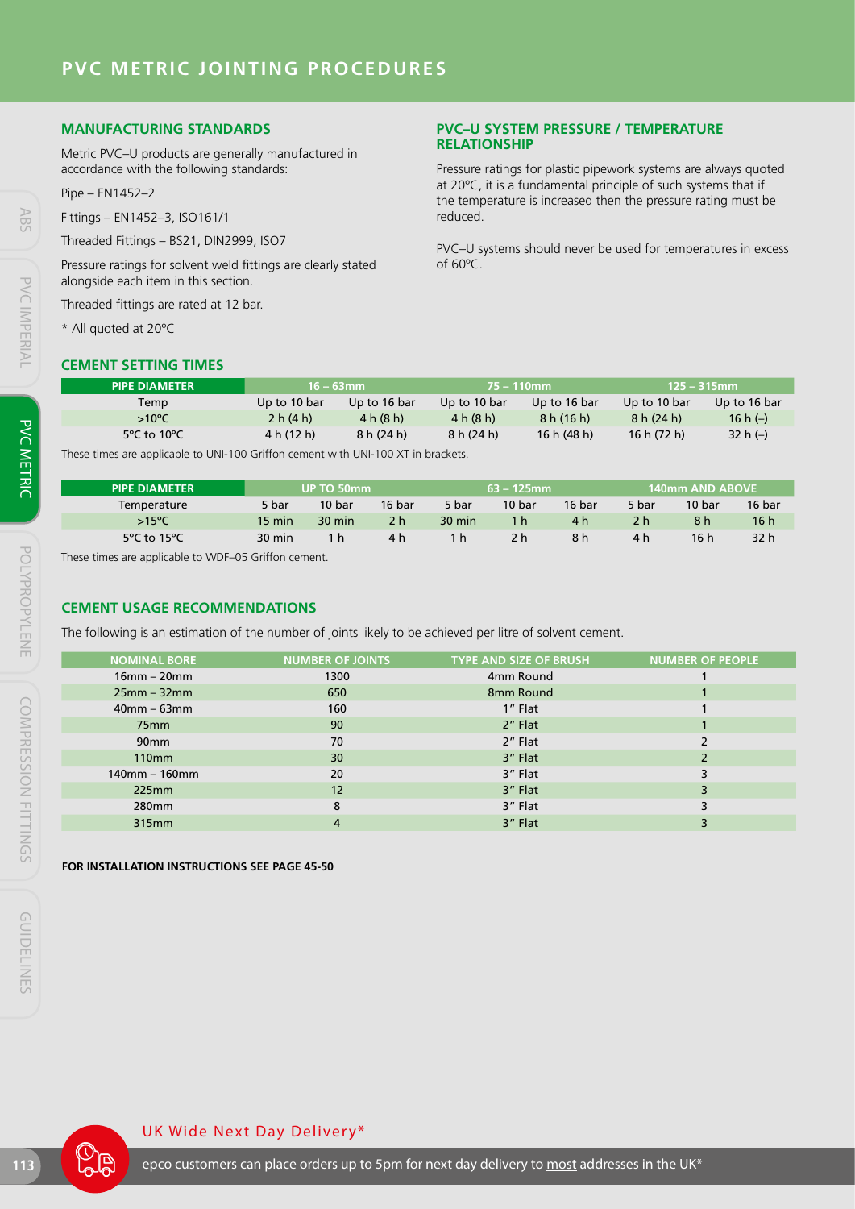# PVC METRIC JOINTING PROCEDURES

## MANUFACTURING STANDARDS

Metric PVC–U products are generally manufactured in accordance with the following standards:

Pipe – EN1452–2

Fittings – EN1452–3, ISO161/1

Threaded Fittings – BS21, DIN2999, ISO7

Pressure ratings for solvent weld fittings are clearly stated alongside each item in this section.

Threaded fittings are rated at 12 bar.

* All quoted at 20ºC

## PVC–U SYSTEM PRESSURE / TEMPERATURE RELATIONSHIP

Pressure ratings for plastic pipework systems are always quoted at 20ºC, it is a fundamental principle of such systems that if the temperature is increased then the pressure rating must be reduced.

PVC–U systems should never be used for temperatures in excess of 60ºC.

## CEMENT SETTING TIMES

| PIPE DIAMETER | 16 – 63mm | | 75 – 110mm | | 125 – 315mm | |
|---|---|---|---|---|---|---|
| Temp | Up to 10 bar | Up to 16 bar | Up to 10 bar | Up to 16 bar | Up to 10 bar | Up to 16 bar |
| >10ºC | 2 h (4 h) | 4 h (8 h) | 4 h (8 h) | 8 h (16 h) | 8 h (24 h) | 16 h (–) |
| 5ºC to 10ºC | 4 h (12 h) | 8 h (24 h) | 8 h (24 h) | 16 h (48 h) | 16 h (72 h) | 32 h (–) |

These times are applicable to UNI-100 Griffon cement with UNI-100 XT in brackets.

| PIPE DIAMETER | UP TO 50mm | | | 63 – 125mm | | | 140mm AND ABOVE | | |
|---|---|---|---|---|---|---|---|---|---|
| Temperature | 5 bar | 10 bar | 16 bar | 5 bar | 10 bar | 16 bar | 5 bar | 10 bar | 16 bar |
| >15ºC | 15 min | 30 min | 2 h | 30 min | 1 h | 4 h | 2 h | 8 h | 16 h |
| 5ºC to 15ºC | 30 min | 1 h | 4 h | 1 h | 2 h | 8 h | 4 h | 16 h | 32 h |

These times are applicable to WDF–05 Griffon cement.

## CEMENT USAGE RECOMMENDATIONS

The following is an estimation of the number of joints likely to be achieved per litre of solvent cement.

| NOMINAL BORE | NUMBER OF JOINTS | TYPE AND SIZE OF BRUSH | NUMBER OF PEOPLE |
|---|---|---|---|
| 16mm – 20mm | 1300 | 4mm Round | 1 |
| 25mm – 32mm | 650 | 8mm Round | 1 |
| 40mm – 63mm | 160 | 1" Flat | 1 |
| 75mm | 90 | 2" Flat | 1 |
| 90mm | 70 | 2" Flat | 2 |
| 110mm | 30 | 3" Flat | 2 |
| 140mm – 160mm | 20 | 3" Flat | 3 |
| 225mm | 12 | 3" Flat | 3 |
| 280mm | 8 | 3" Flat | 3 |
| 315mm | 4 | 3" Flat | 3 |

**FOR INSTALLATION INSTRUCTIONS SEE PAGE 45-50**

UK Wide Next Day Delivery*

epco customers can place orders up to 5pm for next day delivery to most addresses in the UK*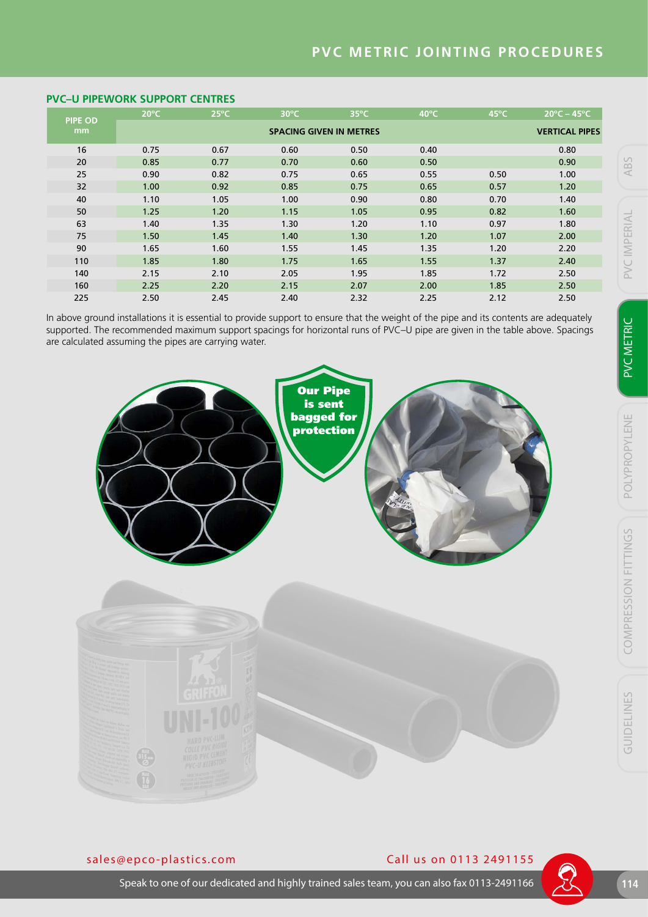## PVC METRIC JOINTING PROCEDURES

### PVC–U PIPEWORK SUPPORT CENTRES

| PIPE OD mm | 20°C | 25°C | 30°C | 35°C | 40°C | 45°C | 20°C – 45°C |
|---|---|---|---|---|---|---|---|
| | SPACING GIVEN IN METRES | | | | | | VERTICAL PIPES |
| 16 | 0.75 | 0.67 | 0.60 | 0.50 | 0.40 | | 0.80 |
| 20 | 0.85 | 0.77 | 0.70 | 0.60 | 0.50 | | 0.90 |
| 25 | 0.90 | 0.82 | 0.75 | 0.65 | 0.55 | 0.50 | 1.00 |
| 32 | 1.00 | 0.92 | 0.85 | 0.75 | 0.65 | 0.57 | 1.20 |
| 40 | 1.10 | 1.05 | 1.00 | 0.90 | 0.80 | 0.70 | 1.40 |
| 50 | 1.25 | 1.20 | 1.15 | 1.05 | 0.95 | 0.82 | 1.60 |
| 63 | 1.40 | 1.35 | 1.30 | 1.20 | 1.10 | 0.97 | 1.80 |
| 75 | 1.50 | 1.45 | 1.40 | 1.30 | 1.20 | 1.07 | 2.00 |
| 90 | 1.65 | 1.60 | 1.55 | 1.45 | 1.35 | 1.20 | 2.20 |
| 110 | 1.85 | 1.80 | 1.75 | 1.65 | 1.55 | 1.37 | 2.40 |
| 140 | 2.15 | 2.10 | 2.05 | 1.95 | 1.85 | 1.72 | 2.50 |
| 160 | 2.25 | 2.20 | 2.15 | 2.07 | 2.00 | 1.85 | 2.50 |
| 225 | 2.50 | 2.45 | 2.40 | 2.32 | 2.25 | 2.12 | 2.50 |

In above ground installations it is essential to provide support to ensure that the weight of the pipe and its contents are adequately supported. The recommended maximum support spacings for horizontal runs of PVC–U pipe are given in the table above. Spacings are calculated assuming the pipes are carrying water.

**Our Pipe is sent bagged for protection**

sales@epco-plastics.com

Call us on 0113 2491155

Speak to one of our dedicated and highly trained sales team, you can also fax 0113-2491166